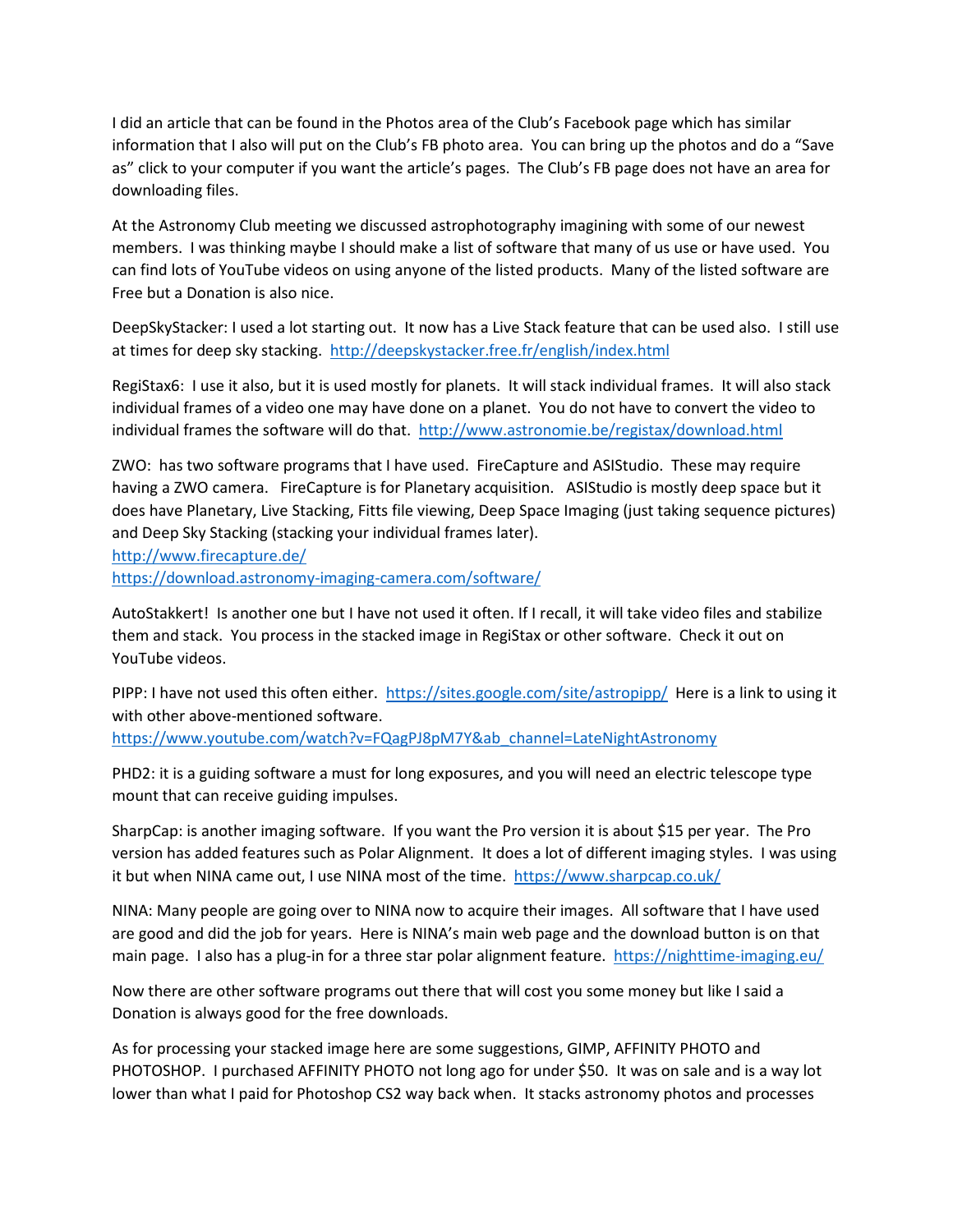I did an article that can be found in the Photos area of the Club's Facebook page which has similar information that I also will put on the Club's FB photo area. You can bring up the photos and do a "Save as" click to your computer if you want the article's pages. The Club's FB page does not have an area for downloading files.

At the Astronomy Club meeting we discussed astrophotography imagining with some of our newest members. I was thinking maybe I should make a list of software that many of us use or have used. You can find lots of YouTube videos on using anyone of the listed products. Many of the listed software are Free but a Donation is also nice.

DeepSkyStacker: I used a lot starting out. It now has a Live Stack feature that can be used also. I still use at times for deep sky stacking. http://deepskystacker.free.fr/english/index.html

RegiStax6: I use it also, but it is used mostly for planets. It will stack individual frames. It will also stack individual frames of a video one may have done on a planet. You do not have to convert the video to individual frames the software will do that. http://www.astronomie.be/registax/download.html

ZWO: has two software programs that I have used. FireCapture and ASIStudio. These may require having a ZWO camera. FireCapture is for Planetary acquisition. ASIStudio is mostly deep space but it does have Planetary, Live Stacking, Fitts file viewing, Deep Space Imaging (just taking sequence pictures) and Deep Sky Stacking (stacking your individual frames later).
http://www.firecapture.de/
https://download.astronomy-imaging-camera.com/software/

AutoStakkert! Is another one but I have not used it often. If I recall, it will take video files and stabilize them and stack. You process in the stacked image in RegiStax or other software. Check it out on YouTube videos.

PIPP: I have not used this often either. https://sites.google.com/site/astropipp/ Here is a link to using it with other above-mentioned software.
https://www.youtube.com/watch?v=FQagPJ8pM7Y&ab_channel=LateNightAstronomy

PHD2: it is a guiding software a must for long exposures, and you will need an electric telescope type mount that can receive guiding impulses.

SharpCap: is another imaging software. If you want the Pro version it is about $15 per year. The Pro version has added features such as Polar Alignment. It does a lot of different imaging styles. I was using it but when NINA came out, I use NINA most of the time. https://www.sharpcap.co.uk/

NINA: Many people are going over to NINA now to acquire their images. All software that I have used are good and did the job for years. Here is NINA's main web page and the download button is on that main page. I also has a plug-in for a three star polar alignment feature. https://nighttime-imaging.eu/

Now there are other software programs out there that will cost you some money but like I said a Donation is always good for the free downloads.

As for processing your stacked image here are some suggestions, GIMP, AFFINITY PHOTO and PHOTOSHOP. I purchased AFFINITY PHOTO not long ago for under $50. It was on sale and is a way lot lower than what I paid for Photoshop CS2 way back when. It stacks astronomy photos and processes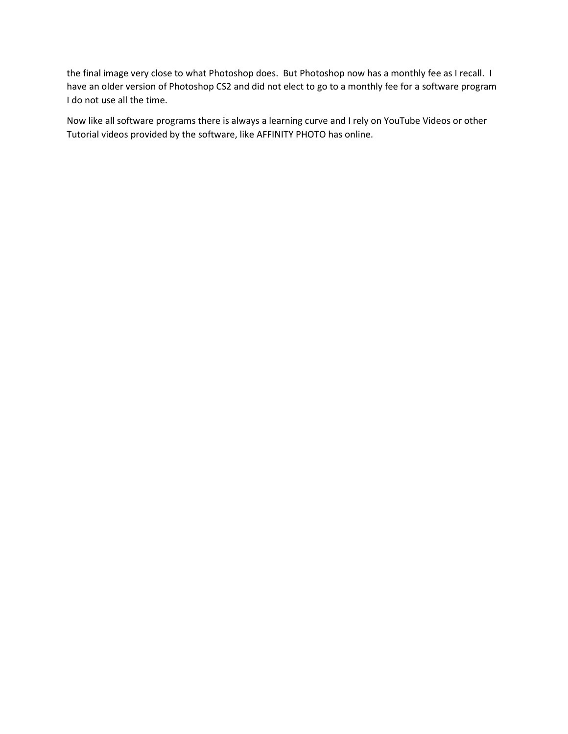the final image very close to what Photoshop does. But Photoshop now has a monthly fee as I recall. I have an older version of Photoshop CS2 and did not elect to go to a monthly fee for a software program I do not use all the time.

Now like all software programs there is always a learning curve and I rely on YouTube Videos or other Tutorial videos provided by the software, like AFFINITY PHOTO has online.